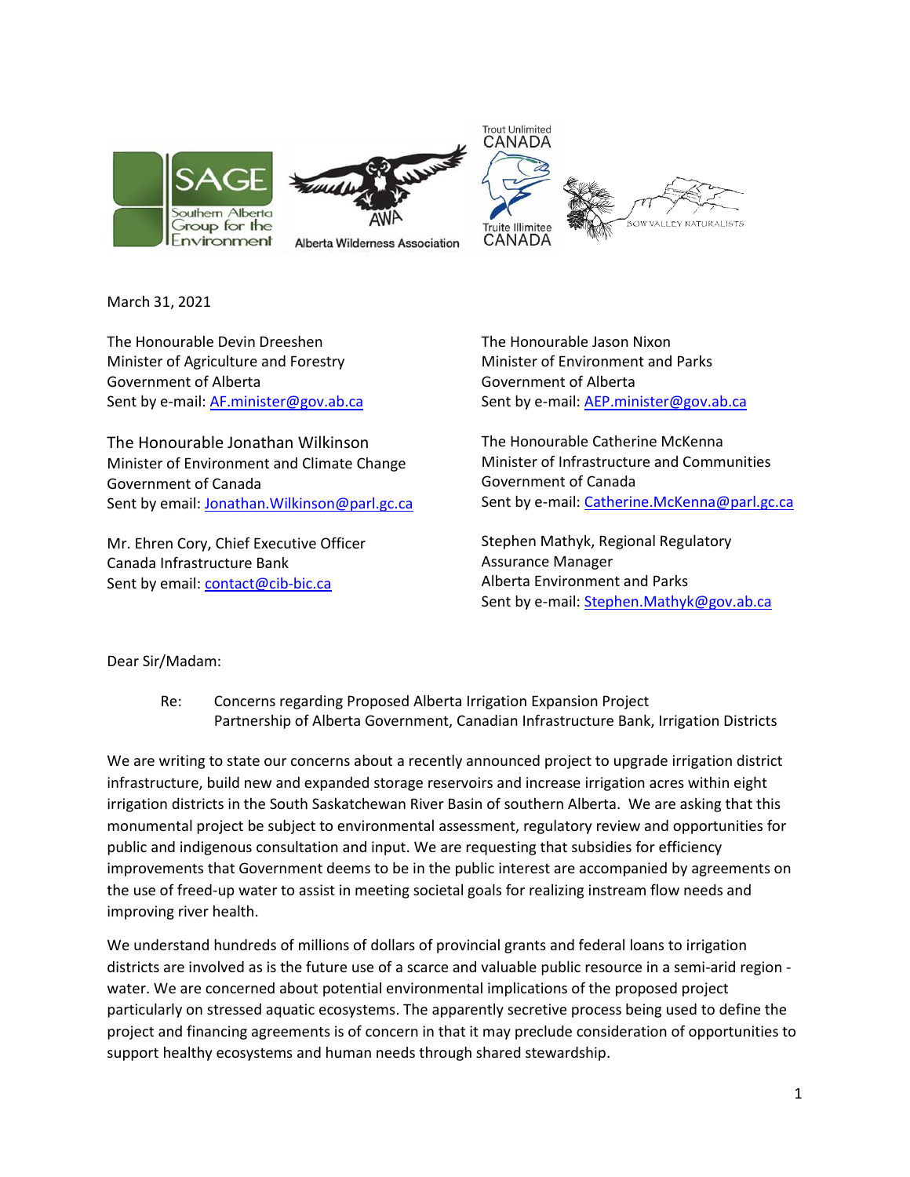SAGE Southern Alberta Group for the Environment

AWA Alberta Wilderness Association

Trout Unlimited CANADA Truite Illimitee CANADA

BOW VALLEY NATURALISTS

March 31, 2021

The Honourable Devin Dreeshen
Minister of Agriculture and Forestry
Government of Alberta
Sent by e-mail: AF.minister@gov.ab.ca

The Honourable Jason Nixon
Minister of Environment and Parks
Government of Alberta
Sent by e-mail: AEP.minister@gov.ab.ca

The Honourable Jonathan Wilkinson
Minister of Environment and Climate Change
Government of Canada
Sent by email: Jonathan.Wilkinson@parl.gc.ca

The Honourable Catherine McKenna
Minister of Infrastructure and Communities
Government of Canada
Sent by e-mail: Catherine.McKenna@parl.gc.ca

Mr. Ehren Cory, Chief Executive Officer
Canada Infrastructure Bank
Sent by email: contact@cib-bic.ca

Stephen Mathyk, Regional Regulatory Assurance Manager
Alberta Environment and Parks
Sent by e-mail: Stephen.Mathyk@gov.ab.ca

Dear Sir/Madam:

Re: Concerns regarding Proposed Alberta Irrigation Expansion Project
Partnership of Alberta Government, Canadian Infrastructure Bank, Irrigation Districts

We are writing to state our concerns about a recently announced project to upgrade irrigation district infrastructure, build new and expanded storage reservoirs and increase irrigation acres within eight irrigation districts in the South Saskatchewan River Basin of southern Alberta. We are asking that this monumental project be subject to environmental assessment, regulatory review and opportunities for public and indigenous consultation and input. We are requesting that subsidies for efficiency improvements that Government deems to be in the public interest are accompanied by agreements on the use of freed-up water to assist in meeting societal goals for realizing instream flow needs and improving river health.

We understand hundreds of millions of dollars of provincial grants and federal loans to irrigation districts are involved as is the future use of a scarce and valuable public resource in a semi-arid region - water. We are concerned about potential environmental implications of the proposed project particularly on stressed aquatic ecosystems. The apparently secretive process being used to define the project and financing agreements is of concern in that it may preclude consideration of opportunities to support healthy ecosystems and human needs through shared stewardship.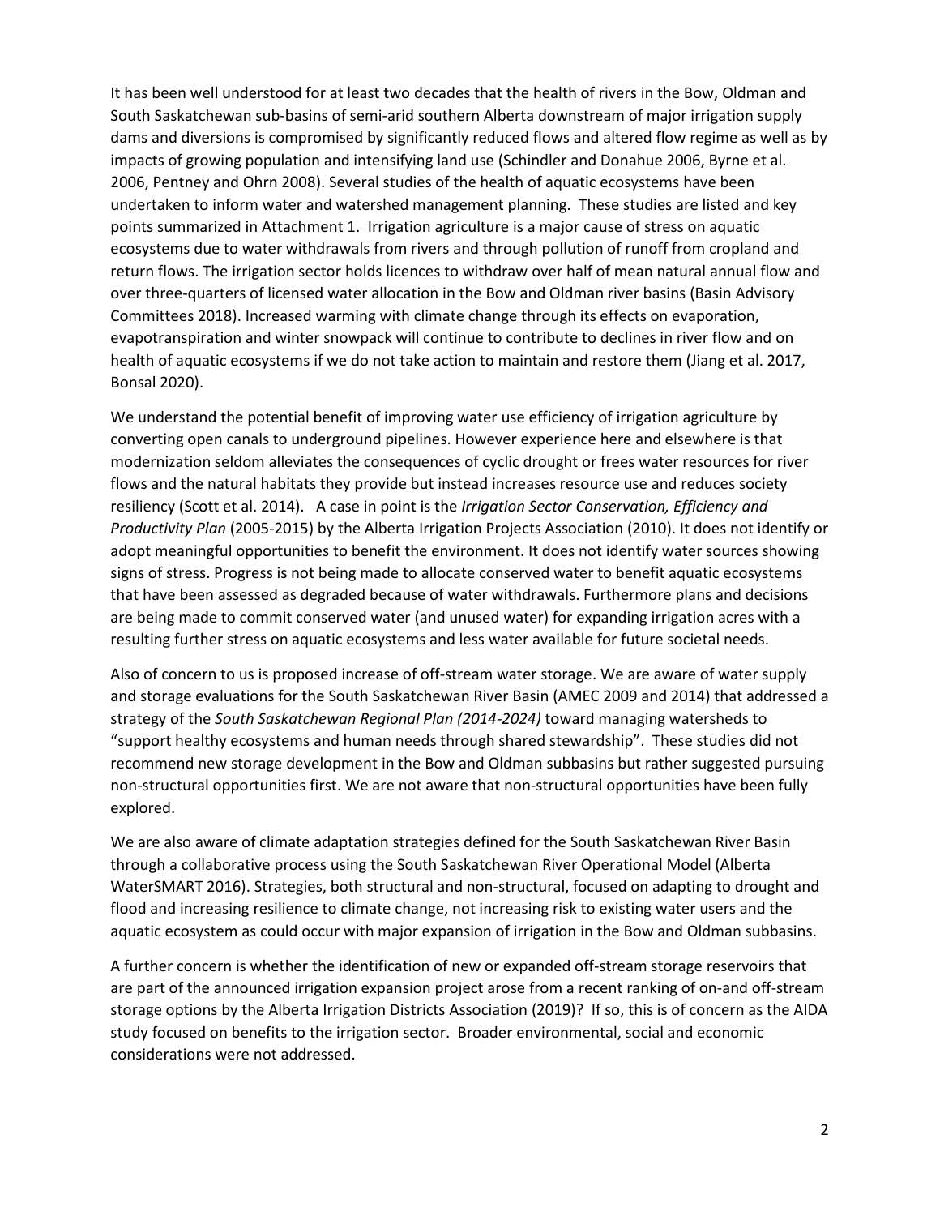It has been well understood for at least two decades that the health of rivers in the Bow, Oldman and South Saskatchewan sub-basins of semi-arid southern Alberta downstream of major irrigation supply dams and diversions is compromised by significantly reduced flows and altered flow regime as well as by impacts of growing population and intensifying land use (Schindler and Donahue 2006, Byrne et al. 2006, Pentney and Ohrn 2008). Several studies of the health of aquatic ecosystems have been undertaken to inform water and watershed management planning. These studies are listed and key points summarized in Attachment 1. Irrigation agriculture is a major cause of stress on aquatic ecosystems due to water withdrawals from rivers and through pollution of runoff from cropland and return flows. The irrigation sector holds licences to withdraw over half of mean natural annual flow and over three-quarters of licensed water allocation in the Bow and Oldman river basins (Basin Advisory Committees 2018). Increased warming with climate change through its effects on evaporation, evapotranspiration and winter snowpack will continue to contribute to declines in river flow and on health of aquatic ecosystems if we do not take action to maintain and restore them (Jiang et al. 2017, Bonsal 2020).

We understand the potential benefit of improving water use efficiency of irrigation agriculture by converting open canals to underground pipelines. However experience here and elsewhere is that modernization seldom alleviates the consequences of cyclic drought or frees water resources for river flows and the natural habitats they provide but instead increases resource use and reduces society resiliency (Scott et al. 2014). A case in point is the *Irrigation Sector Conservation, Efficiency and Productivity Plan* (2005-2015) by the Alberta Irrigation Projects Association (2010). It does not identify or adopt meaningful opportunities to benefit the environment. It does not identify water sources showing signs of stress. Progress is not being made to allocate conserved water to benefit aquatic ecosystems that have been assessed as degraded because of water withdrawals. Furthermore plans and decisions are being made to commit conserved water (and unused water) for expanding irrigation acres with a resulting further stress on aquatic ecosystems and less water available for future societal needs.

Also of concern to us is proposed increase of off-stream water storage. We are aware of water supply and storage evaluations for the South Saskatchewan River Basin (AMEC 2009 and 2014) that addressed a strategy of the *South Saskatchewan Regional Plan (2014-2024)* toward managing watersheds to "support healthy ecosystems and human needs through shared stewardship". These studies did not recommend new storage development in the Bow and Oldman subbasins but rather suggested pursuing non-structural opportunities first. We are not aware that non-structural opportunities have been fully explored.

We are also aware of climate adaptation strategies defined for the South Saskatchewan River Basin through a collaborative process using the South Saskatchewan River Operational Model (Alberta WaterSMART 2016). Strategies, both structural and non-structural, focused on adapting to drought and flood and increasing resilience to climate change, not increasing risk to existing water users and the aquatic ecosystem as could occur with major expansion of irrigation in the Bow and Oldman subbasins.

A further concern is whether the identification of new or expanded off-stream storage reservoirs that are part of the announced irrigation expansion project arose from a recent ranking of on-and off-stream storage options by the Alberta Irrigation Districts Association (2019)? If so, this is of concern as the AIDA study focused on benefits to the irrigation sector. Broader environmental, social and economic considerations were not addressed.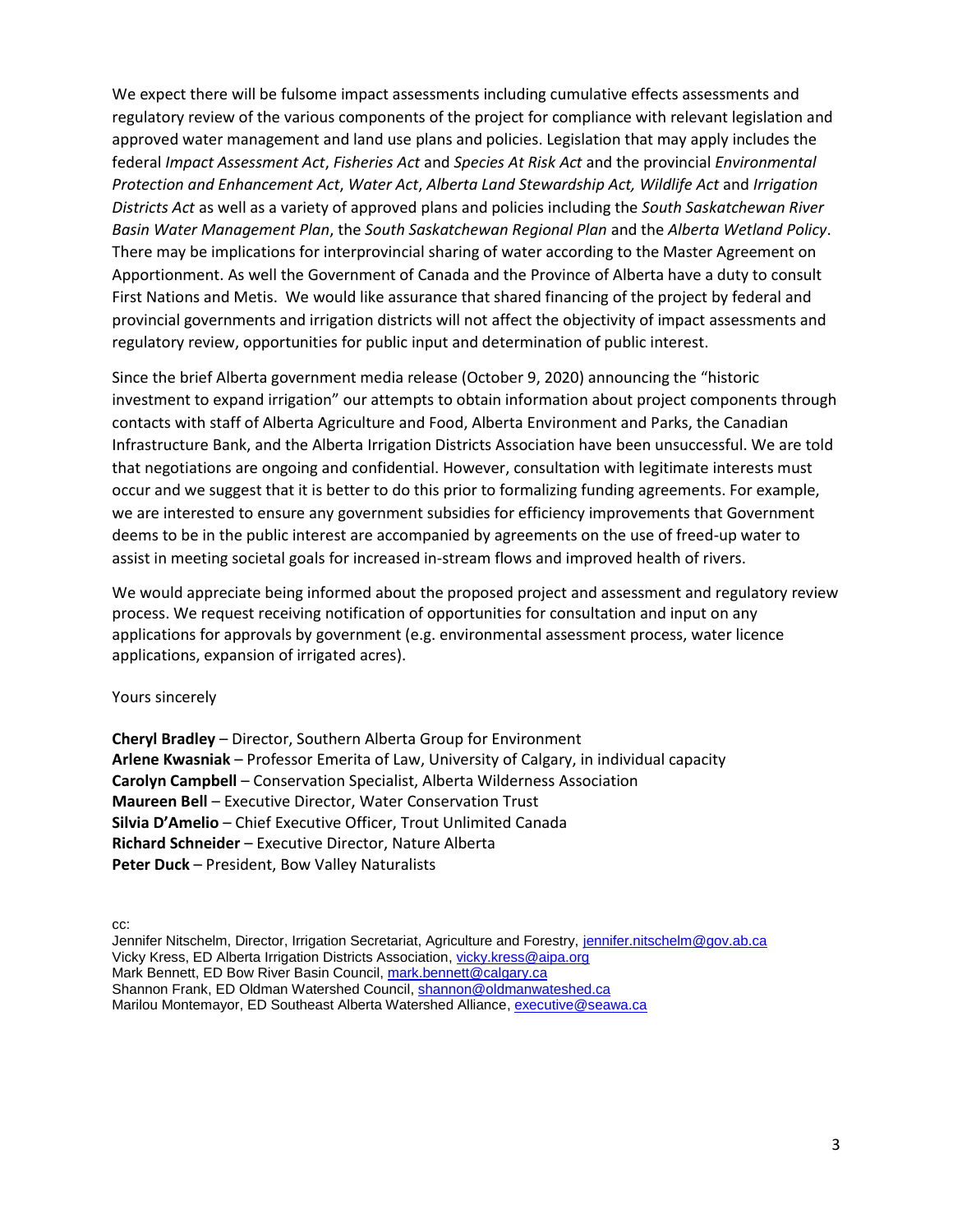We expect there will be fulsome impact assessments including cumulative effects assessments and regulatory review of the various components of the project for compliance with relevant legislation and approved water management and land use plans and policies. Legislation that may apply includes the federal *Impact Assessment Act*, *Fisheries Act* and *Species At Risk Act* and the provincial *Environmental Protection and Enhancement Act*, *Water Act*, *Alberta Land Stewardship Act, Wildlife Act* and *Irrigation Districts Act* as well as a variety of approved plans and policies including the *South Saskatchewan River Basin Water Management Plan*, the *South Saskatchewan Regional Plan* and the *Alberta Wetland Policy*. There may be implications for interprovincial sharing of water according to the Master Agreement on Apportionment. As well the Government of Canada and the Province of Alberta have a duty to consult First Nations and Metis. We would like assurance that shared financing of the project by federal and provincial governments and irrigation districts will not affect the objectivity of impact assessments and regulatory review, opportunities for public input and determination of public interest.

Since the brief Alberta government media release (October 9, 2020) announcing the "historic investment to expand irrigation" our attempts to obtain information about project components through contacts with staff of Alberta Agriculture and Food, Alberta Environment and Parks, the Canadian Infrastructure Bank, and the Alberta Irrigation Districts Association have been unsuccessful. We are told that negotiations are ongoing and confidential. However, consultation with legitimate interests must occur and we suggest that it is better to do this prior to formalizing funding agreements. For example, we are interested to ensure any government subsidies for efficiency improvements that Government deems to be in the public interest are accompanied by agreements on the use of freed-up water to assist in meeting societal goals for increased in-stream flows and improved health of rivers.

We would appreciate being informed about the proposed project and assessment and regulatory review process. We request receiving notification of opportunities for consultation and input on any applications for approvals by government (e.g. environmental assessment process, water licence applications, expansion of irrigated acres).

Yours sincerely

**Cheryl Bradley** – Director, Southern Alberta Group for Environment
**Arlene Kwasniak** – Professor Emerita of Law, University of Calgary, in individual capacity
**Carolyn Campbell** – Conservation Specialist, Alberta Wilderness Association
**Maureen Bell** – Executive Director, Water Conservation Trust
**Silvia D'Amelio** – Chief Executive Officer, Trout Unlimited Canada
**Richard Schneider** – Executive Director, Nature Alberta
**Peter Duck** – President, Bow Valley Naturalists

cc:
Jennifer Nitschelm, Director, Irrigation Secretariat, Agriculture and Forestry, jennifer.nitschelm@gov.ab.ca
Vicky Kress, ED Alberta Irrigation Districts Association, vicky.kress@aipa.org
Mark Bennett, ED Bow River Basin Council, mark.bennett@calgary.ca
Shannon Frank, ED Oldman Watershed Council, shannon@oldmanwateshed.ca
Marilou Montemayor, ED Southeast Alberta Watershed Alliance, executive@seawa.ca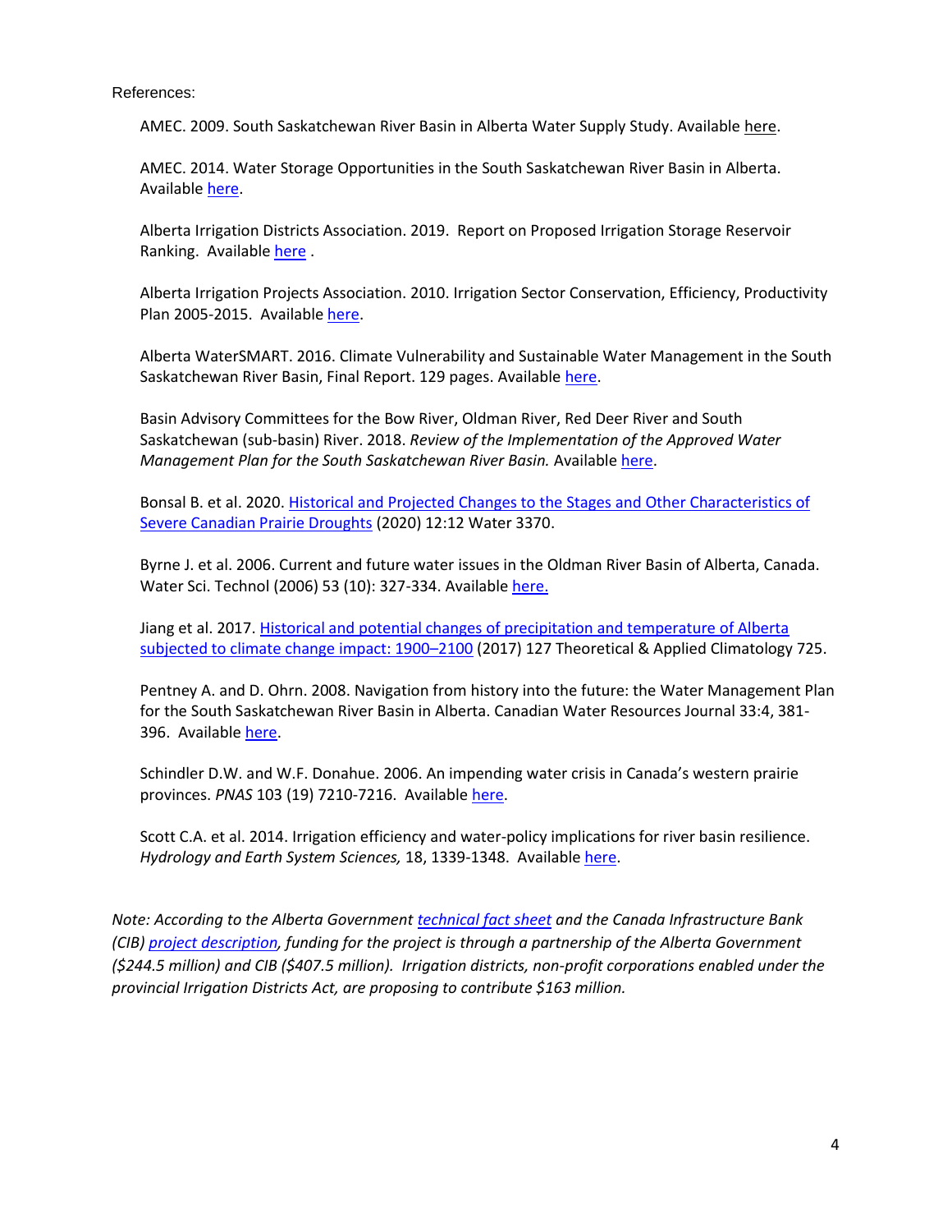References:

AMEC. 2009. South Saskatchewan River Basin in Alberta Water Supply Study. Available here.

AMEC. 2014. Water Storage Opportunities in the South Saskatchewan River Basin in Alberta. Available here.

Alberta Irrigation Districts Association. 2019. Report on Proposed Irrigation Storage Reservoir Ranking. Available here .

Alberta Irrigation Projects Association. 2010. Irrigation Sector Conservation, Efficiency, Productivity Plan 2005-2015. Available here.

Alberta WaterSMART. 2016. Climate Vulnerability and Sustainable Water Management in the South Saskatchewan River Basin, Final Report. 129 pages. Available here.

Basin Advisory Committees for the Bow River, Oldman River, Red Deer River and South Saskatchewan (sub-basin) River. 2018. *Review of the Implementation of the Approved Water Management Plan for the South Saskatchewan River Basin.* Available here.

Bonsal B. et al. 2020. Historical and Projected Changes to the Stages and Other Characteristics of Severe Canadian Prairie Droughts (2020) 12:12 Water 3370.

Byrne J. et al. 2006. Current and future water issues in the Oldman River Basin of Alberta, Canada. Water Sci. Technol (2006) 53 (10): 327-334. Available here.

Jiang et al. 2017. Historical and potential changes of precipitation and temperature of Alberta subjected to climate change impact: 1900–2100 (2017) 127 Theoretical & Applied Climatology 725.

Pentney A. and D. Ohrn. 2008. Navigation from history into the future: the Water Management Plan for the South Saskatchewan River Basin in Alberta. Canadian Water Resources Journal 33:4, 381-396. Available here.

Schindler D.W. and W.F. Donahue. 2006. An impending water crisis in Canada's western prairie provinces. *PNAS* 103 (19) 7210-7216. Available here.

Scott C.A. et al. 2014. Irrigation efficiency and water-policy implications for river basin resilience. *Hydrology and Earth System Sciences,* 18, 1339-1348. Available here.

*Note: According to the Alberta Government technical fact sheet and the Canada Infrastructure Bank (CIB) project description, funding for the project is through a partnership of the Alberta Government ($244.5 million) and CIB ($407.5 million). Irrigation districts, non-profit corporations enabled under the provincial Irrigation Districts Act, are proposing to contribute $163 million.*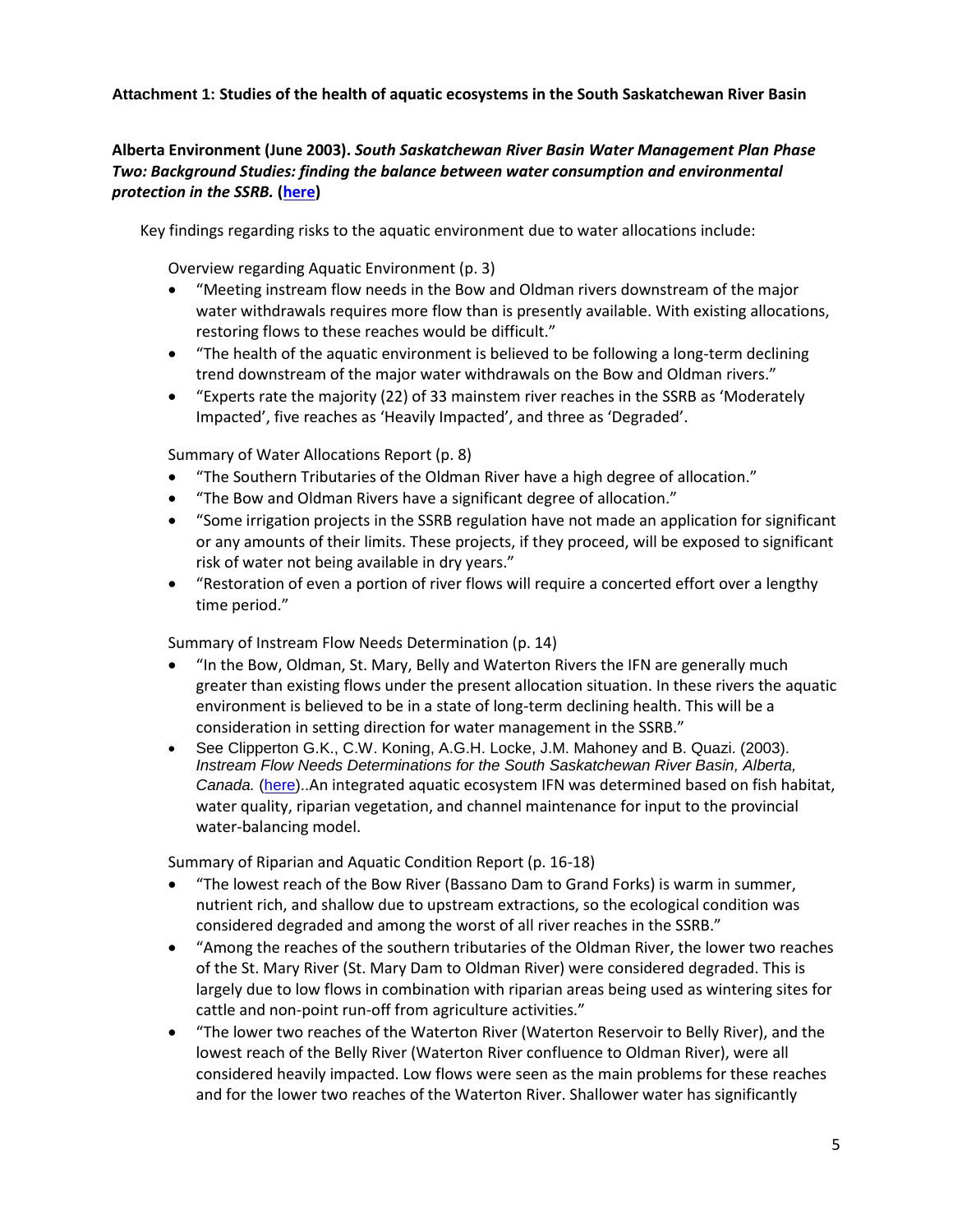**Attachment 1: Studies of the health of aquatic ecosystems in the South Saskatchewan River Basin**

**Alberta Environment (June 2003).** ***South Saskatchewan River Basin Water Management Plan Phase Two: Background Studies: finding the balance between water consumption and environmental protection in the SSRB.*** **(here)**

Key findings regarding risks to the aquatic environment due to water allocations include:

Overview regarding Aquatic Environment (p. 3)

- "Meeting instream flow needs in the Bow and Oldman rivers downstream of the major water withdrawals requires more flow than is presently available. With existing allocations, restoring flows to these reaches would be difficult."
- "The health of the aquatic environment is believed to be following a long-term declining trend downstream of the major water withdrawals on the Bow and Oldman rivers."
- "Experts rate the majority (22) of 33 mainstem river reaches in the SSRB as 'Moderately Impacted', five reaches as 'Heavily Impacted', and three as 'Degraded'.

Summary of Water Allocations Report (p. 8)

- "The Southern Tributaries of the Oldman River have a high degree of allocation."
- "The Bow and Oldman Rivers have a significant degree of allocation."
- "Some irrigation projects in the SSRB regulation have not made an application for significant or any amounts of their limits. These projects, if they proceed, will be exposed to significant risk of water not being available in dry years."
- "Restoration of even a portion of river flows will require a concerted effort over a lengthy time period."

Summary of Instream Flow Needs Determination (p. 14)

- "In the Bow, Oldman, St. Mary, Belly and Waterton Rivers the IFN are generally much greater than existing flows under the present allocation situation. In these rivers the aquatic environment is believed to be in a state of long-term declining health. This will be a consideration in setting direction for water management in the SSRB."
- See Clipperton G.K., C.W. Koning, A.G.H. Locke, J.M. Mahoney and B. Quazi. (2003). *Instream Flow Needs Determinations for the South Saskatchewan River Basin, Alberta, Canada.* (here)..An integrated aquatic ecosystem IFN was determined based on fish habitat, water quality, riparian vegetation, and channel maintenance for input to the provincial water-balancing model.

Summary of Riparian and Aquatic Condition Report (p. 16-18)

- "The lowest reach of the Bow River (Bassano Dam to Grand Forks) is warm in summer, nutrient rich, and shallow due to upstream extractions, so the ecological condition was considered degraded and among the worst of all river reaches in the SSRB."
- "Among the reaches of the southern tributaries of the Oldman River, the lower two reaches of the St. Mary River (St. Mary Dam to Oldman River) were considered degraded. This is largely due to low flows in combination with riparian areas being used as wintering sites for cattle and non-point run-off from agriculture activities."
- "The lower two reaches of the Waterton River (Waterton Reservoir to Belly River), and the lowest reach of the Belly River (Waterton River confluence to Oldman River), were all considered heavily impacted. Low flows were seen as the main problems for these reaches and for the lower two reaches of the Waterton River. Shallower water has significantly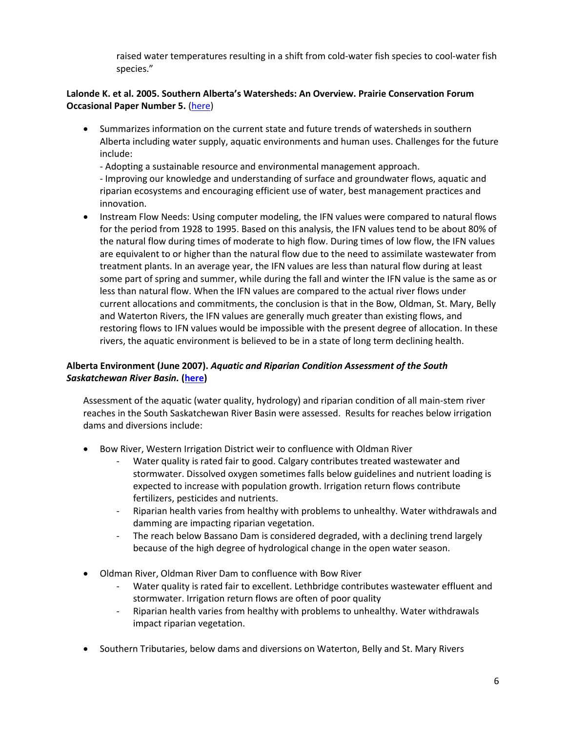raised water temperatures resulting in a shift from cold-water fish species to cool-water fish species."

**Lalonde K. et al. 2005. Southern Alberta's Watersheds: An Overview. Prairie Conservation Forum Occasional Paper Number 5.** (here)

- Summarizes information on the current state and future trends of watersheds in southern Alberta including water supply, aquatic environments and human uses. Challenges for the future include:
  - Adopting a sustainable resource and environmental management approach.
  - Improving our knowledge and understanding of surface and groundwater flows, aquatic and riparian ecosystems and encouraging efficient use of water, best management practices and innovation.
- Instream Flow Needs: Using computer modeling, the IFN values were compared to natural flows for the period from 1928 to 1995. Based on this analysis, the IFN values tend to be about 80% of the natural flow during times of moderate to high flow. During times of low flow, the IFN values are equivalent to or higher than the natural flow due to the need to assimilate wastewater from treatment plants. In an average year, the IFN values are less than natural flow during at least some part of spring and summer, while during the fall and winter the IFN value is the same as or less than natural flow. When the IFN values are compared to the actual river flows under current allocations and commitments, the conclusion is that in the Bow, Oldman, St. Mary, Belly and Waterton Rivers, the IFN values are generally much greater than existing flows, and restoring flows to IFN values would be impossible with the present degree of allocation. In these rivers, the aquatic environment is believed to be in a state of long term declining health.

**Alberta Environment (June 2007).** ***Aquatic and Riparian Condition Assessment of the South Saskatchewan River Basin.*** **(here)**

Assessment of the aquatic (water quality, hydrology) and riparian condition of all main-stem river reaches in the South Saskatchewan River Basin were assessed. Results for reaches below irrigation dams and diversions include:

- Bow River, Western Irrigation District weir to confluence with Oldman River
  - Water quality is rated fair to good. Calgary contributes treated wastewater and stormwater. Dissolved oxygen sometimes falls below guidelines and nutrient loading is expected to increase with population growth. Irrigation return flows contribute fertilizers, pesticides and nutrients.
  - Riparian health varies from healthy with problems to unhealthy. Water withdrawals and damming are impacting riparian vegetation.
  - The reach below Bassano Dam is considered degraded, with a declining trend largely because of the high degree of hydrological change in the open water season.
- Oldman River, Oldman River Dam to confluence with Bow River
  - Water quality is rated fair to excellent. Lethbridge contributes wastewater effluent and stormwater. Irrigation return flows are often of poor quality
  - Riparian health varies from healthy with problems to unhealthy. Water withdrawals impact riparian vegetation.
- Southern Tributaries, below dams and diversions on Waterton, Belly and St. Mary Rivers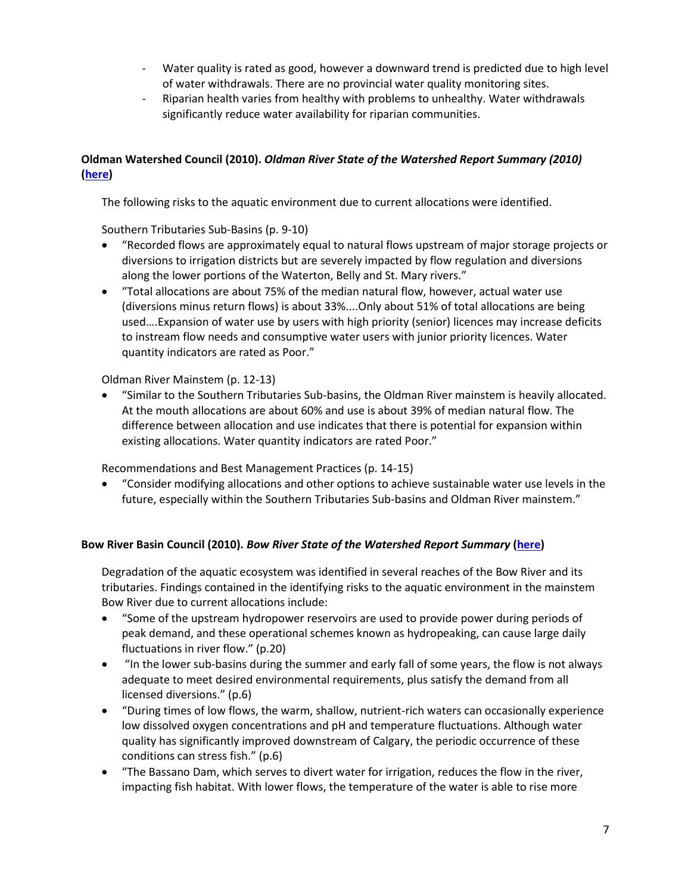- Water quality is rated as good, however a downward trend is predicted due to high level of water withdrawals. There are no provincial water quality monitoring sites.
- Riparian health varies from healthy with problems to unhealthy. Water withdrawals significantly reduce water availability for riparian communities.

**Oldman Watershed Council (2010).** ***Oldman River State of the Watershed Report Summary (2010)*** **(here)**

The following risks to the aquatic environment due to current allocations were identified.

Southern Tributaries Sub-Basins (p. 9-10)

- "Recorded flows are approximately equal to natural flows upstream of major storage projects or diversions to irrigation districts but are severely impacted by flow regulation and diversions along the lower portions of the Waterton, Belly and St. Mary rivers."
- "Total allocations are about 75% of the median natural flow, however, actual water use (diversions minus return flows) is about 33%....Only about 51% of total allocations are being used….Expansion of water use by users with high priority (senior) licences may increase deficits to instream flow needs and consumptive water users with junior priority licences. Water quantity indicators are rated as Poor."

Oldman River Mainstem (p. 12-13)

- "Similar to the Southern Tributaries Sub-basins, the Oldman River mainstem is heavily allocated. At the mouth allocations are about 60% and use is about 39% of median natural flow. The difference between allocation and use indicates that there is potential for expansion within existing allocations. Water quantity indicators are rated Poor."

Recommendations and Best Management Practices (p. 14-15)

- "Consider modifying allocations and other options to achieve sustainable water use levels in the future, especially within the Southern Tributaries Sub-basins and Oldman River mainstem."

**Bow River Basin Council (2010).** ***Bow River State of the Watershed Report Summary*** **(here)**

Degradation of the aquatic ecosystem was identified in several reaches of the Bow River and its tributaries. Findings contained in the identifying risks to the aquatic environment in the mainstem Bow River due to current allocations include:

- "Some of the upstream hydropower reservoirs are used to provide power during periods of peak demand, and these operational schemes known as hydropeaking, can cause large daily fluctuations in river flow." (p.20)
- "In the lower sub-basins during the summer and early fall of some years, the flow is not always adequate to meet desired environmental requirements, plus satisfy the demand from all licensed diversions." (p.6)
- "During times of low flows, the warm, shallow, nutrient-rich waters can occasionally experience low dissolved oxygen concentrations and pH and temperature fluctuations. Although water quality has significantly improved downstream of Calgary, the periodic occurrence of these conditions can stress fish." (p.6)
- "The Bassano Dam, which serves to divert water for irrigation, reduces the flow in the river, impacting fish habitat. With lower flows, the temperature of the water is able to rise more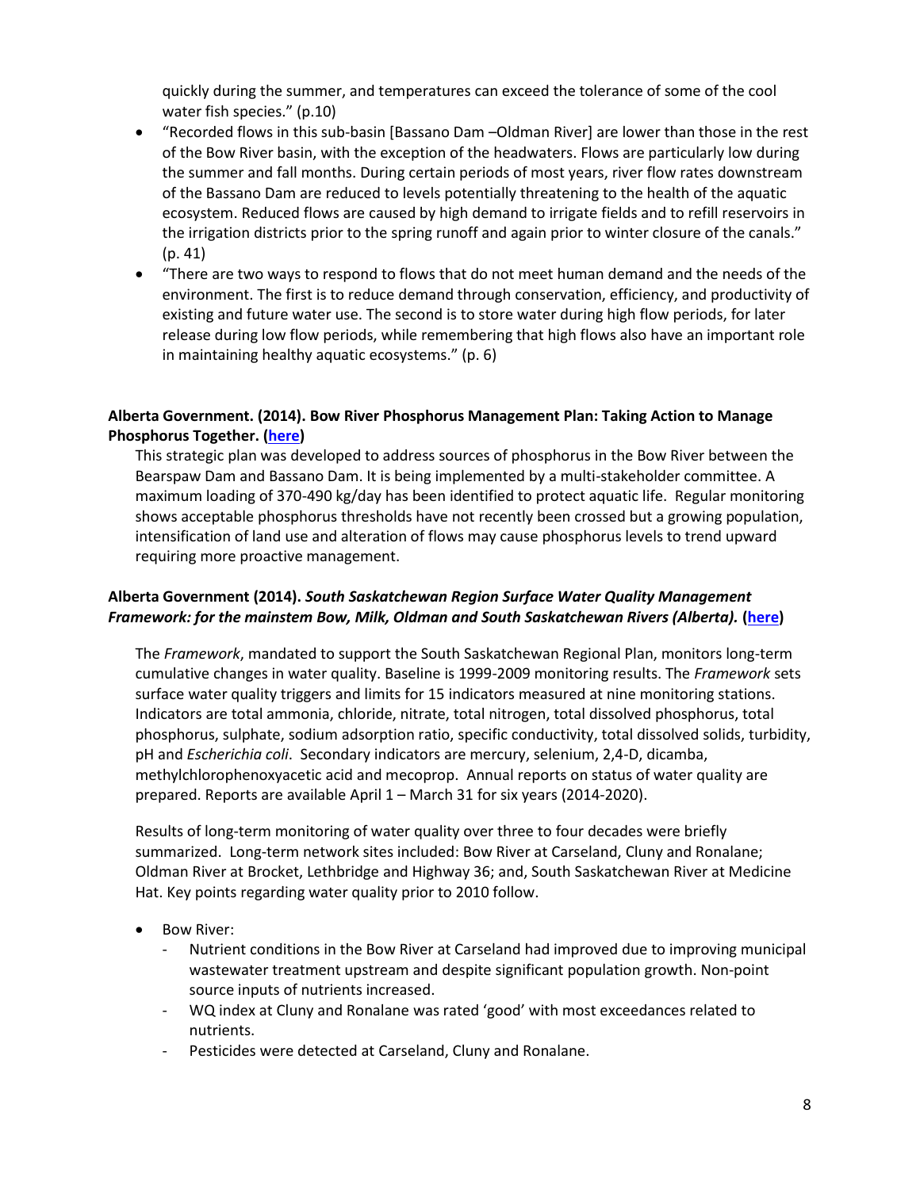quickly during the summer, and temperatures can exceed the tolerance of some of the cool water fish species." (p.10)

- "Recorded flows in this sub-basin [Bassano Dam –Oldman River] are lower than those in the rest of the Bow River basin, with the exception of the headwaters. Flows are particularly low during the summer and fall months. During certain periods of most years, river flow rates downstream of the Bassano Dam are reduced to levels potentially threatening to the health of the aquatic ecosystem. Reduced flows are caused by high demand to irrigate fields and to refill reservoirs in the irrigation districts prior to the spring runoff and again prior to winter closure of the canals." (p. 41)
- "There are two ways to respond to flows that do not meet human demand and the needs of the environment. The first is to reduce demand through conservation, efficiency, and productivity of existing and future water use. The second is to store water during high flow periods, for later release during low flow periods, while remembering that high flows also have an important role in maintaining healthy aquatic ecosystems." (p. 6)

**Alberta Government. (2014). Bow River Phosphorus Management Plan: Taking Action to Manage Phosphorus Together. (here)**

This strategic plan was developed to address sources of phosphorus in the Bow River between the Bearspaw Dam and Bassano Dam. It is being implemented by a multi-stakeholder committee. A maximum loading of 370-490 kg/day has been identified to protect aquatic life. Regular monitoring shows acceptable phosphorus thresholds have not recently been crossed but a growing population, intensification of land use and alteration of flows may cause phosphorus levels to trend upward requiring more proactive management.

**Alberta Government (2014). *South Saskatchewan Region Surface Water Quality Management Framework: for the mainstem Bow, Milk, Oldman and South Saskatchewan Rivers (Alberta).* (here)**

The *Framework*, mandated to support the South Saskatchewan Regional Plan, monitors long-term cumulative changes in water quality. Baseline is 1999-2009 monitoring results. The *Framework* sets surface water quality triggers and limits for 15 indicators measured at nine monitoring stations. Indicators are total ammonia, chloride, nitrate, total nitrogen, total dissolved phosphorus, total phosphorus, sulphate, sodium adsorption ratio, specific conductivity, total dissolved solids, turbidity, pH and *Escherichia coli*. Secondary indicators are mercury, selenium, 2,4-D, dicamba, methylchlorophenoxyacetic acid and mecoprop. Annual reports on status of water quality are prepared. Reports are available April 1 – March 31 for six years (2014-2020).

Results of long-term monitoring of water quality over three to four decades were briefly summarized. Long-term network sites included: Bow River at Carseland, Cluny and Ronalane; Oldman River at Brocket, Lethbridge and Highway 36; and, South Saskatchewan River at Medicine Hat. Key points regarding water quality prior to 2010 follow.

- Bow River:
  - Nutrient conditions in the Bow River at Carseland had improved due to improving municipal wastewater treatment upstream and despite significant population growth. Non-point source inputs of nutrients increased.
  - WQ index at Cluny and Ronalane was rated 'good' with most exceedances related to nutrients.
  - Pesticides were detected at Carseland, Cluny and Ronalane.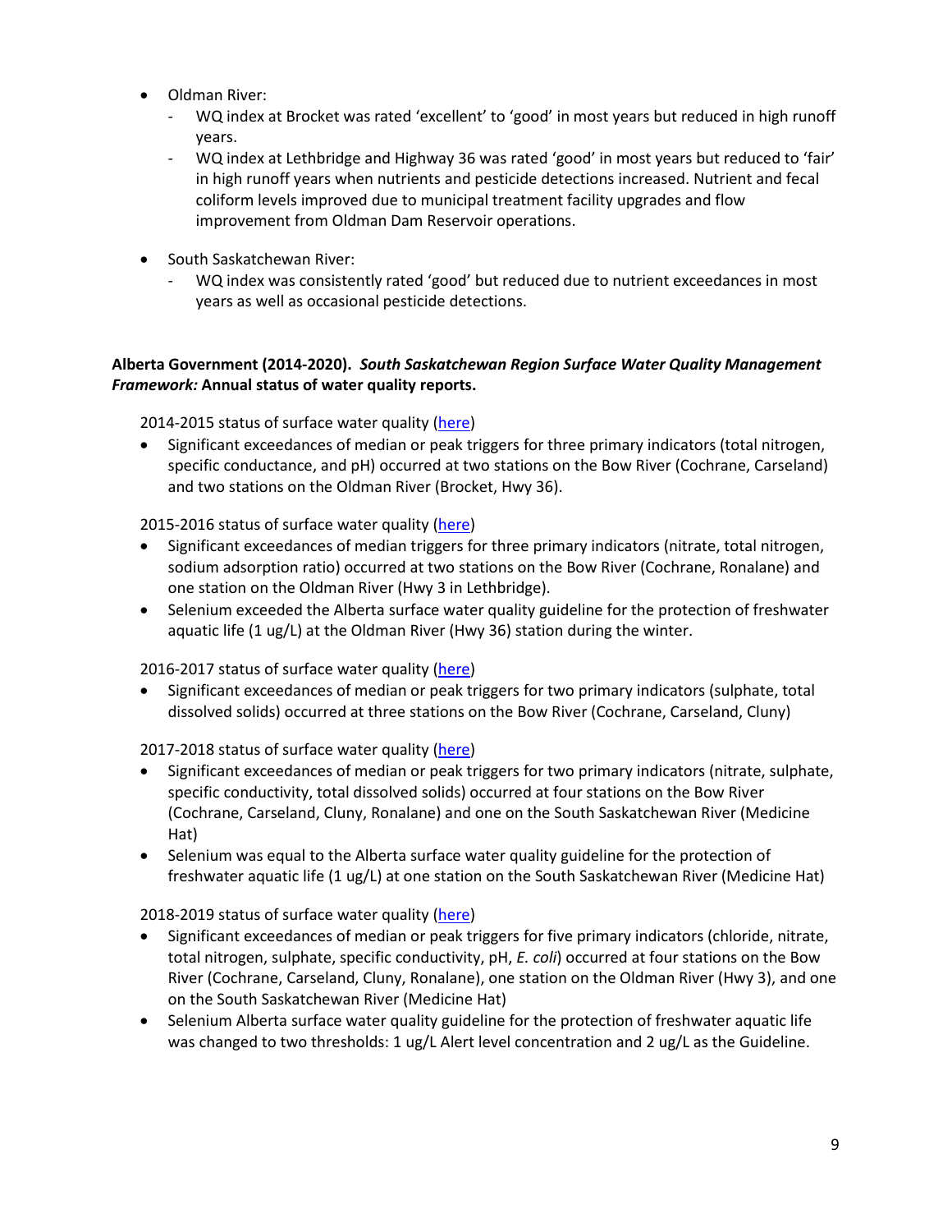- Oldman River:
  - WQ index at Brocket was rated 'excellent' to 'good' in most years but reduced in high runoff years.
  - WQ index at Lethbridge and Highway 36 was rated 'good' in most years but reduced to 'fair' in high runoff years when nutrients and pesticide detections increased. Nutrient and fecal coliform levels improved due to municipal treatment facility upgrades and flow improvement from Oldman Dam Reservoir operations.

- South Saskatchewan River:
  - WQ index was consistently rated 'good' but reduced due to nutrient exceedances in most years as well as occasional pesticide detections.

**Alberta Government (2014-2020).** ***South Saskatchewan Region Surface Water Quality Management Framework:*** **Annual status of water quality reports.**

2014-2015 status of surface water quality (here)

- Significant exceedances of median or peak triggers for three primary indicators (total nitrogen, specific conductance, and pH) occurred at two stations on the Bow River (Cochrane, Carseland) and two stations on the Oldman River (Brocket, Hwy 36).

2015-2016 status of surface water quality (here)

- Significant exceedances of median triggers for three primary indicators (nitrate, total nitrogen, sodium adsorption ratio) occurred at two stations on the Bow River (Cochrane, Ronalane) and one station on the Oldman River (Hwy 3 in Lethbridge).
- Selenium exceeded the Alberta surface water quality guideline for the protection of freshwater aquatic life (1 ug/L) at the Oldman River (Hwy 36) station during the winter.

2016-2017 status of surface water quality (here)

- Significant exceedances of median or peak triggers for two primary indicators (sulphate, total dissolved solids) occurred at three stations on the Bow River (Cochrane, Carseland, Cluny)

2017-2018 status of surface water quality (here)

- Significant exceedances of median or peak triggers for two primary indicators (nitrate, sulphate, specific conductivity, total dissolved solids) occurred at four stations on the Bow River (Cochrane, Carseland, Cluny, Ronalane) and one on the South Saskatchewan River (Medicine Hat)
- Selenium was equal to the Alberta surface water quality guideline for the protection of freshwater aquatic life (1 ug/L) at one station on the South Saskatchewan River (Medicine Hat)

2018-2019 status of surface water quality (here)

- Significant exceedances of median or peak triggers for five primary indicators (chloride, nitrate, total nitrogen, sulphate, specific conductivity, pH, *E. coli*) occurred at four stations on the Bow River (Cochrane, Carseland, Cluny, Ronalane), one station on the Oldman River (Hwy 3), and one on the South Saskatchewan River (Medicine Hat)
- Selenium Alberta surface water quality guideline for the protection of freshwater aquatic life was changed to two thresholds: 1 ug/L Alert level concentration and 2 ug/L as the Guideline.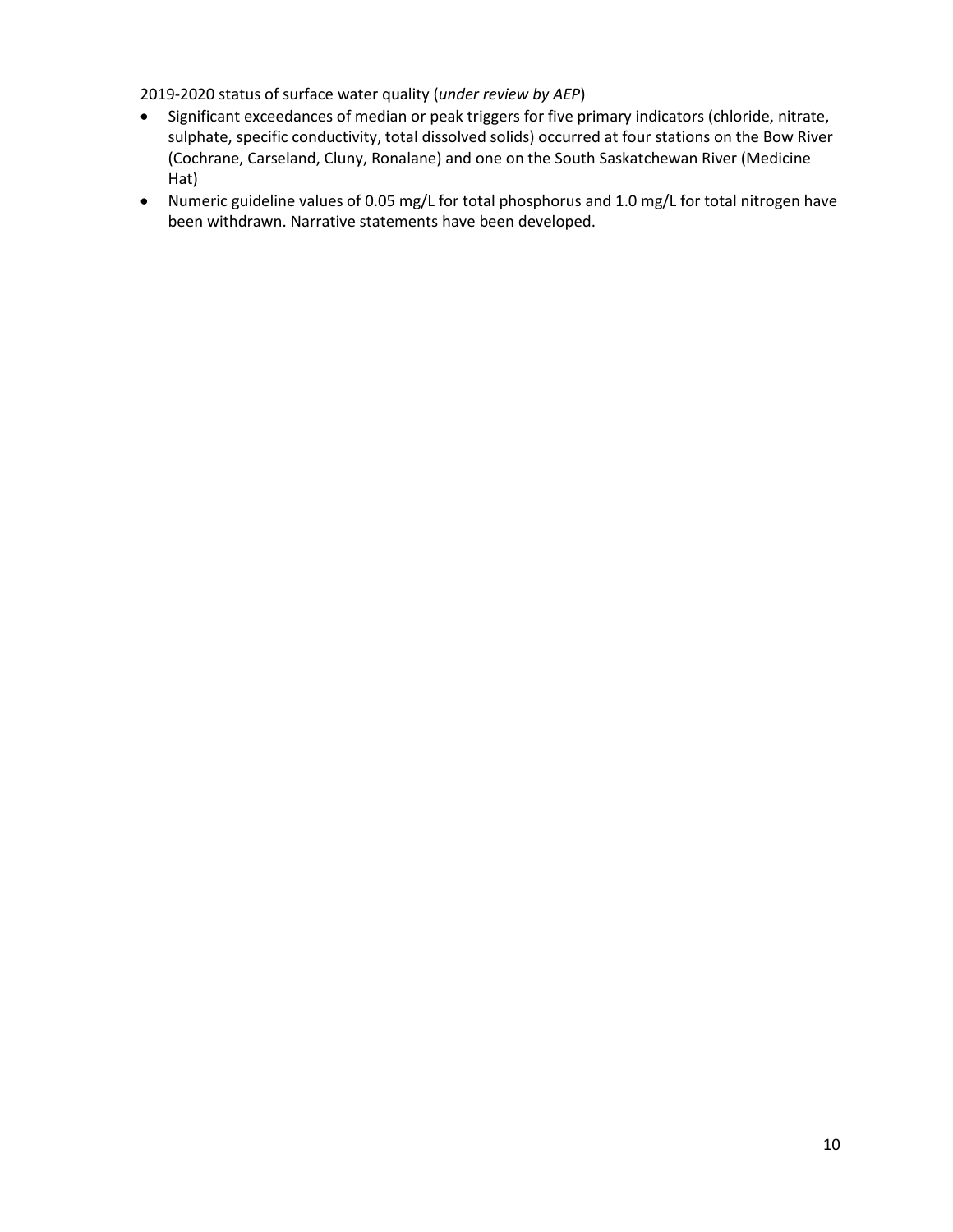2019-2020 status of surface water quality (*under review by AEP*)

- Significant exceedances of median or peak triggers for five primary indicators (chloride, nitrate, sulphate, specific conductivity, total dissolved solids) occurred at four stations on the Bow River (Cochrane, Carseland, Cluny, Ronalane) and one on the South Saskatchewan River (Medicine Hat)
- Numeric guideline values of 0.05 mg/L for total phosphorus and 1.0 mg/L for total nitrogen have been withdrawn. Narrative statements have been developed.